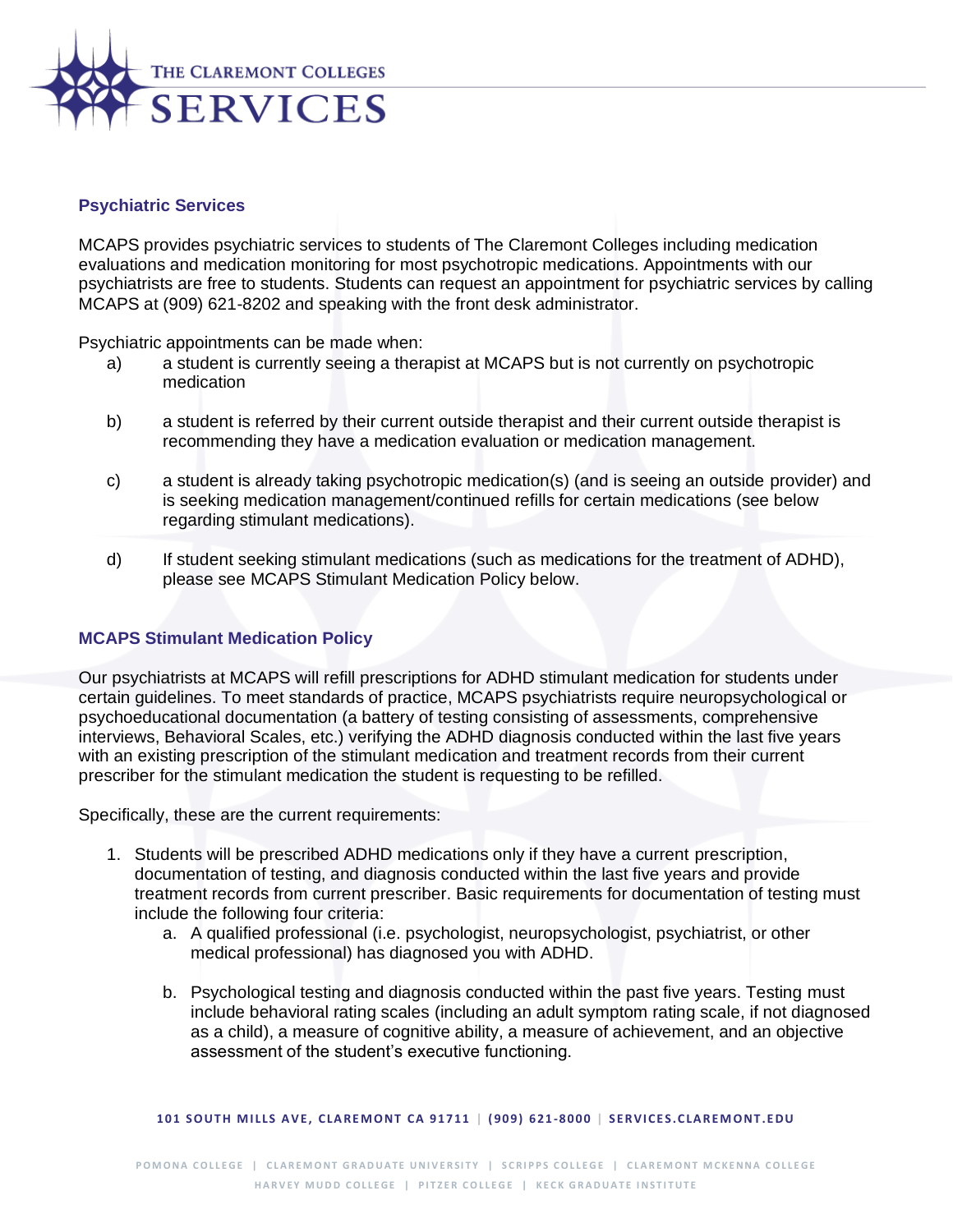# THE CLAREMONT COLLEGES SERVICES

## Psychiatric Services

MCAPS provides psychiatric services to students of The Claremont Colleges including medication evaluations and medication monitoring for most psychotropic medications. Appointments with our psychiatrists are free to students. Students can request an appointment for psychiatric services by calling MCAPS at (909) 621-8202 and speaking with the front desk administrator.

Psychiatric appointments can be made when:

a) a student is currently seeing a therapist at MCAPS but is not currently on psychotropic medication

b) a student is referred by their current outside therapist and their current outside therapist is recommending they have a medication evaluation or medication management.

c) a student is already taking psychotropic medication(s) (and is seeing an outside provider) and is seeking medication management/continued refills for certain medications (see below regarding stimulant medications).

d) If student seeking stimulant medications (such as medications for the treatment of ADHD), please see MCAPS Stimulant Medication Policy below.

## MCAPS Stimulant Medication Policy

Our psychiatrists at MCAPS will refill prescriptions for ADHD stimulant medication for students under certain guidelines. To meet standards of practice, MCAPS psychiatrists require neuropsychological or psychoeducational documentation (a battery of testing consisting of assessments, comprehensive interviews, Behavioral Scales, etc.) verifying the ADHD diagnosis conducted within the last five years with an existing prescription of the stimulant medication and treatment records from their current prescriber for the stimulant medication the student is requesting to be refilled.

Specifically, these are the current requirements:

1. Students will be prescribed ADHD medications only if they have a current prescription, documentation of testing, and diagnosis conducted within the last five years and provide treatment records from current prescriber. Basic requirements for documentation of testing must include the following four criteria:
    a. A qualified professional (i.e. psychologist, neuropsychologist, psychiatrist, or other medical professional) has diagnosed you with ADHD.

    b. Psychological testing and diagnosis conducted within the past five years. Testing must include behavioral rating scales (including an adult symptom rating scale, if not diagnosed as a child), a measure of cognitive ability, a measure of achievement, and an objective assessment of the student's executive functioning.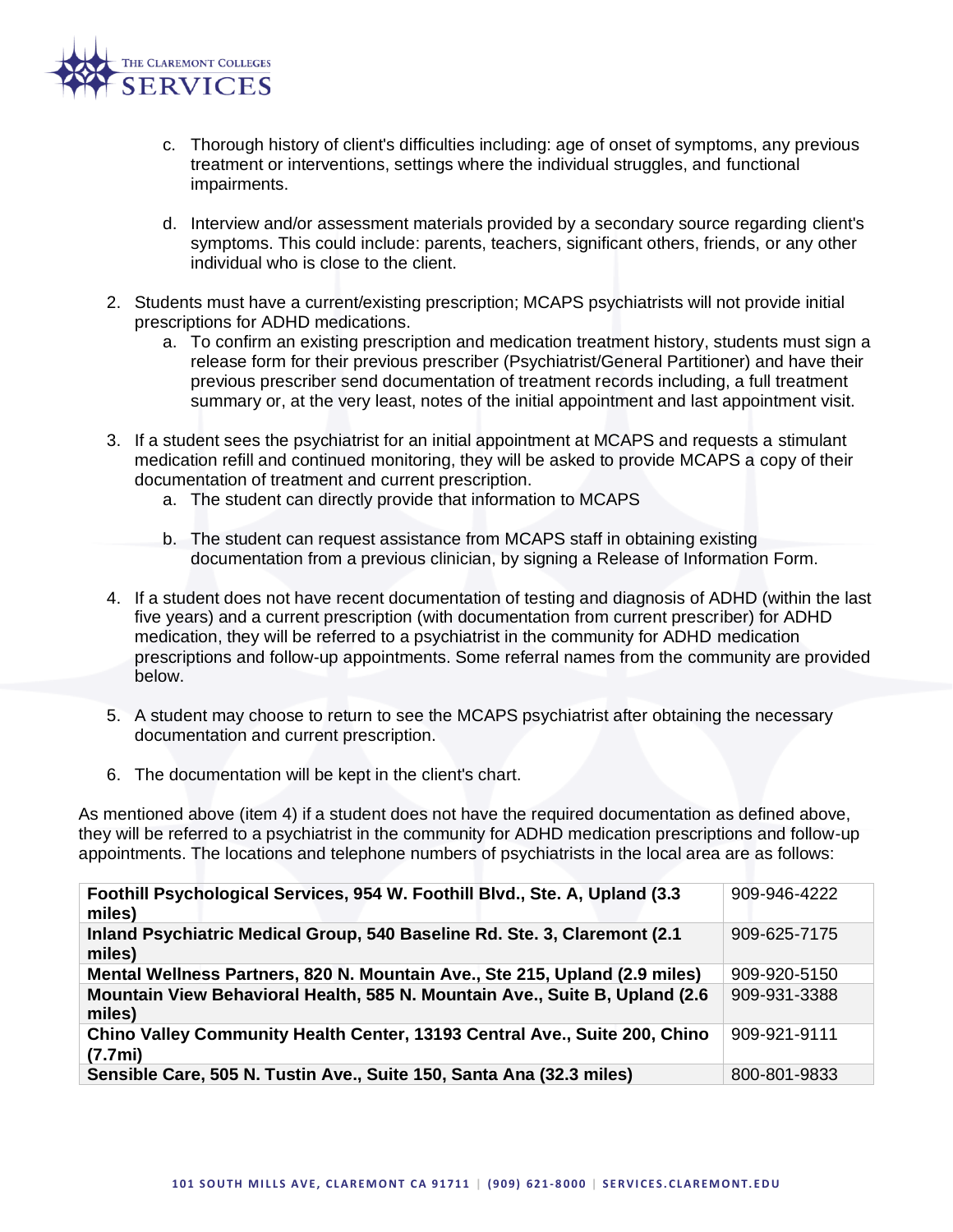c. Thorough history of client's difficulties including: age of onset of symptoms, any previous treatment or interventions, settings where the individual struggles, and functional impairments.

d. Interview and/or assessment materials provided by a secondary source regarding client's symptoms. This could include: parents, teachers, significant others, friends, or any other individual who is close to the client.

2. Students must have a current/existing prescription; MCAPS psychiatrists will not provide initial prescriptions for ADHD medications.
    a. To confirm an existing prescription and medication treatment history, students must sign a release form for their previous prescriber (Psychiatrist/General Partitioner) and have their previous prescriber send documentation of treatment records including, a full treatment summary or, at the very least, notes of the initial appointment and last appointment visit.

3. If a student sees the psychiatrist for an initial appointment at MCAPS and requests a stimulant medication refill and continued monitoring, they will be asked to provide MCAPS a copy of their documentation of treatment and current prescription.
    a. The student can directly provide that information to MCAPS

    b. The student can request assistance from MCAPS staff in obtaining existing documentation from a previous clinician, by signing a Release of Information Form.

4. If a student does not have recent documentation of testing and diagnosis of ADHD (within the last five years) and a current prescription (with documentation from current prescriber) for ADHD medication, they will be referred to a psychiatrist in the community for ADHD medication prescriptions and follow-up appointments. Some referral names from the community are provided below.

5. A student may choose to return to see the MCAPS psychiatrist after obtaining the necessary documentation and current prescription.

6. The documentation will be kept in the client's chart.

As mentioned above (item 4) if a student does not have the required documentation as defined above, they will be referred to a psychiatrist in the community for ADHD medication prescriptions and follow-up appointments. The locations and telephone numbers of psychiatrists in the local area are as follows:

| Location | Telephone |
|---|---|
| **Foothill Psychological Services, 954 W. Foothill Blvd., Ste. A, Upland (3.3 miles)** | 909-946-4222 |
| **Inland Psychiatric Medical Group, 540 Baseline Rd. Ste. 3, Claremont (2.1 miles)** | 909-625-7175 |
| **Mental Wellness Partners, 820 N. Mountain Ave., Ste 215, Upland (2.9 miles)** | 909-920-5150 |
| **Mountain View Behavioral Health, 585 N. Mountain Ave., Suite B, Upland (2.6 miles)** | 909-931-3388 |
| **Chino Valley Community Health Center, 13193 Central Ave., Suite 200, Chino (7.7mi)** | 909-921-9111 |
| **Sensible Care, 505 N. Tustin Ave., Suite 150, Santa Ana (32.3 miles)** | 800-801-9833 |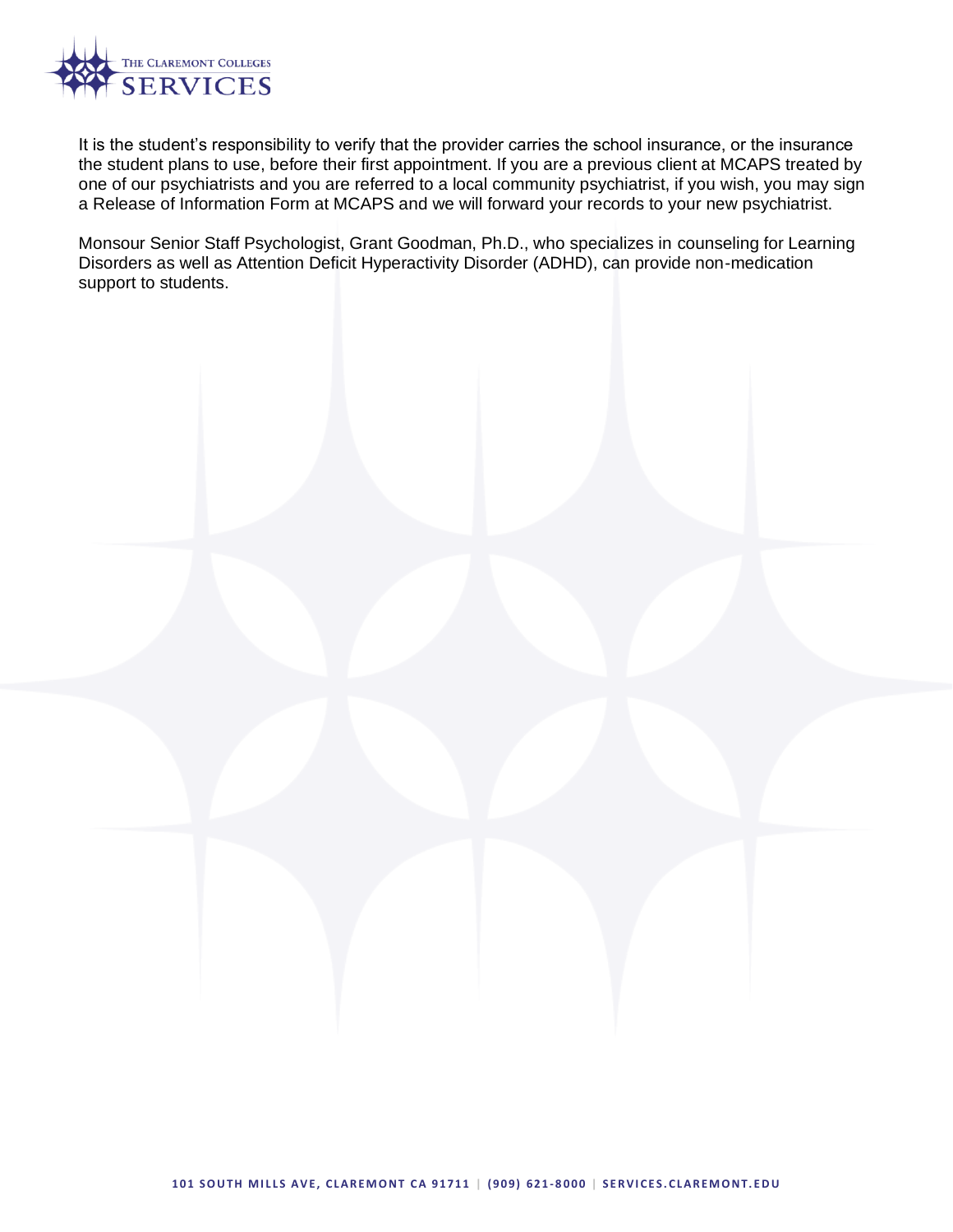It is the student's responsibility to verify that the provider carries the school insurance, or the insurance the student plans to use, before their first appointment. If you are a previous client at MCAPS treated by one of our psychiatrists and you are referred to a local community psychiatrist, if you wish, you may sign a Release of Information Form at MCAPS and we will forward your records to your new psychiatrist.

Monsour Senior Staff Psychologist, Grant Goodman, Ph.D., who specializes in counseling for Learning Disorders as well as Attention Deficit Hyperactivity Disorder (ADHD), can provide non-medication support to students.